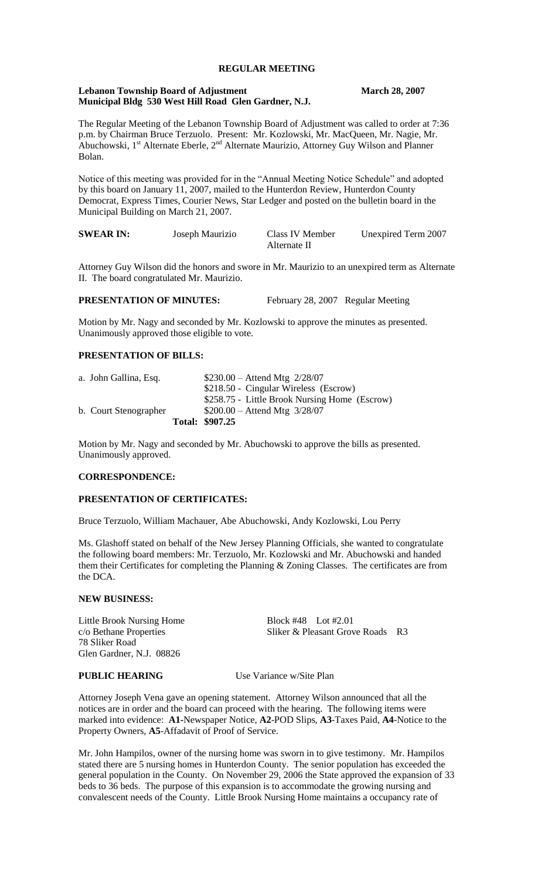# REGULAR MEETING

**Lebanon Township Board of Adjustment** **March 28, 2007**
**Municipal Bldg 530 West Hill Road Glen Gardner, N.J.**

The Regular Meeting of the Lebanon Township Board of Adjustment was called to order at 7:36 p.m. by Chairman Bruce Terzuolo. Present: Mr. Kozlowski, Mr. MacQueen, Mr. Nagie, Mr. Abuchowski, 1st Alternate Eberle, 2nd Alternate Maurizio, Attorney Guy Wilson and Planner Bolan.

Notice of this meeting was provided for in the "Annual Meeting Notice Schedule" and adopted by this board on January 11, 2007, mailed to the Hunterdon Review, Hunterdon County Democrat, Express Times, Courier News, Star Ledger and posted on the bulletin board in the Municipal Building on March 21, 2007.

| **SWEAR IN:** | Joseph Maurizio | Class IV Member Alternate II | Unexpired Term 2007 |
|---|---|---|---|

Attorney Guy Wilson did the honors and swore in Mr. Maurizio to an unexpired term as Alternate II. The board congratulated Mr. Maurizio.

**PRESENTATION OF MINUTES:** February 28, 2007 Regular Meeting

Motion by Mr. Nagy and seconded by Mr. Kozlowski to approve the minutes as presented. Unanimously approved those eligible to vote.

**PRESENTATION OF BILLS:**

| | |
|---|---|
| a. John Gallina, Esq. | $230.00 – Attend Mtg 2/28/07 |
| | $218.50 - Cingular Wireless (Escrow) |
| | $258.75 - Little Brook Nursing Home (Escrow) |
| b. Court Stenographer | $200.00 – Attend Mtg 3/28/07 |
| **Total:** | **$907.25** |

Motion by Mr. Nagy and seconded by Mr. Abuchowski to approve the bills as presented. Unanimously approved.

**CORRESPONDENCE:**

**PRESENTATION OF CERTIFICATES:**

Bruce Terzuolo, William Machauer, Abe Abuchowski, Andy Kozlowski, Lou Perry

Ms. Glashoff stated on behalf of the New Jersey Planning Officials, she wanted to congratulate the following board members: Mr. Terzuolo, Mr. Kozlowski and Mr. Abuchowski and handed them their Certificates for completing the Planning & Zoning Classes. The certificates are from the DCA.

**NEW BUSINESS:**

Little Brook Nursing Home
c/o Bethane Properties
78 Sliker Road
Glen Gardner, N.J. 08826

Block #48 Lot #2.01
Sliker & Pleasant Grove Roads R3

**PUBLIC HEARING** Use Variance w/Site Plan

Attorney Joseph Vena gave an opening statement. Attorney Wilson announced that all the notices are in order and the board can proceed with the hearing. The following items were marked into evidence: **A1**-Newspaper Notice, **A2**-POD Slips, **A3**-Taxes Paid, **A4**-Notice to the Property Owners, **A5**-Affadavit of Proof of Service.

Mr. John Hampilos, owner of the nursing home was sworn in to give testimony. Mr. Hampilos stated there are 5 nursing homes in Hunterdon County. The senior population has exceeded the general population in the County. On November 29, 2006 the State approved the expansion of 33 beds to 36 beds. The purpose of this expansion is to accommodate the growing nursing and convalescent needs of the County. Little Brook Nursing Home maintains a occupancy rate of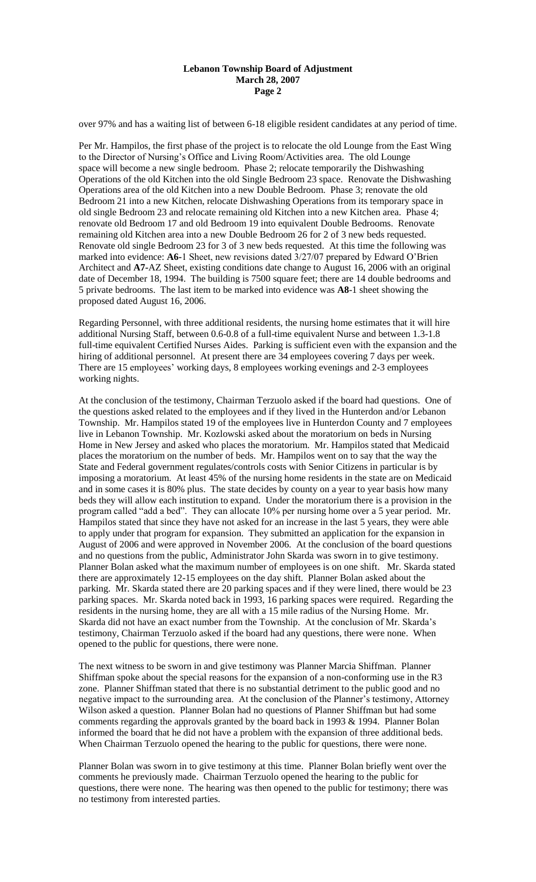over 97% and has a waiting list of between 6-18 eligible resident candidates at any period of time.

Per Mr. Hampilos, the first phase of the project is to relocate the old Lounge from the East Wing to the Director of Nursing's Office and Living Room/Activities area. The old Lounge space will become a new single bedroom. Phase 2; relocate temporarily the Dishwashing Operations of the old Kitchen into the old Single Bedroom 23 space. Renovate the Dishwashing Operations area of the old Kitchen into a new Double Bedroom. Phase 3; renovate the old Bedroom 21 into a new Kitchen, relocate Dishwashing Operations from its temporary space in old single Bedroom 23 and relocate remaining old Kitchen into a new Kitchen area. Phase 4; renovate old Bedroom 17 and old Bedroom 19 into equivalent Double Bedrooms. Renovate remaining old Kitchen area into a new Double Bedroom 26 for 2 of 3 new beds requested. Renovate old single Bedroom 23 for 3 of 3 new beds requested. At this time the following was marked into evidence: **A6-**1 Sheet, new revisions dated 3/27/07 prepared by Edward O'Brien Architect and **A7-**AZ Sheet, existing conditions date change to August 16, 2006 with an original date of December 18, 1994. The building is 7500 square feet; there are 14 double bedrooms and 5 private bedrooms. The last item to be marked into evidence was **A8-**1 sheet showing the proposed dated August 16, 2006.

Regarding Personnel, with three additional residents, the nursing home estimates that it will hire additional Nursing Staff, between 0.6-0.8 of a full-time equivalent Nurse and between 1.3-1.8 full-time equivalent Certified Nurses Aides. Parking is sufficient even with the expansion and the hiring of additional personnel. At present there are 34 employees covering 7 days per week. There are 15 employees' working days, 8 employees working evenings and 2-3 employees working nights.

At the conclusion of the testimony, Chairman Terzuolo asked if the board had questions. One of the questions asked related to the employees and if they lived in the Hunterdon and/or Lebanon Township. Mr. Hampilos stated 19 of the employees live in Hunterdon County and 7 employees live in Lebanon Township. Mr. Kozlowski asked about the moratorium on beds in Nursing Home in New Jersey and asked who places the moratorium. Mr. Hampilos stated that Medicaid places the moratorium on the number of beds. Mr. Hampilos went on to say that the way the State and Federal government regulates/controls costs with Senior Citizens in particular is by imposing a moratorium. At least 45% of the nursing home residents in the state are on Medicaid and in some cases it is 80% plus. The state decides by county on a year to year basis how many beds they will allow each institution to expand. Under the moratorium there is a provision in the program called "add a bed". They can allocate 10% per nursing home over a 5 year period. Mr. Hampilos stated that since they have not asked for an increase in the last 5 years, they were able to apply under that program for expansion. They submitted an application for the expansion in August of 2006 and were approved in November 2006. At the conclusion of the board questions and no questions from the public, Administrator John Skarda was sworn in to give testimony. Planner Bolan asked what the maximum number of employees is on one shift. Mr. Skarda stated there are approximately 12-15 employees on the day shift. Planner Bolan asked about the parking. Mr. Skarda stated there are 20 parking spaces and if they were lined, there would be 23 parking spaces. Mr. Skarda noted back in 1993, 16 parking spaces were required. Regarding the residents in the nursing home, they are all with a 15 mile radius of the Nursing Home. Mr. Skarda did not have an exact number from the Township. At the conclusion of Mr. Skarda's testimony, Chairman Terzuolo asked if the board had any questions, there were none. When opened to the public for questions, there were none.

The next witness to be sworn in and give testimony was Planner Marcia Shiffman. Planner Shiffman spoke about the special reasons for the expansion of a non-conforming use in the R3 zone. Planner Shiffman stated that there is no substantial detriment to the public good and no negative impact to the surrounding area. At the conclusion of the Planner's testimony, Attorney Wilson asked a question. Planner Bolan had no questions of Planner Shiffman but had some comments regarding the approvals granted by the board back in 1993 & 1994. Planner Bolan informed the board that he did not have a problem with the expansion of three additional beds. When Chairman Terzuolo opened the hearing to the public for questions, there were none.

Planner Bolan was sworn in to give testimony at this time. Planner Bolan briefly went over the comments he previously made. Chairman Terzuolo opened the hearing to the public for questions, there were none. The hearing was then opened to the public for testimony; there was no testimony from interested parties.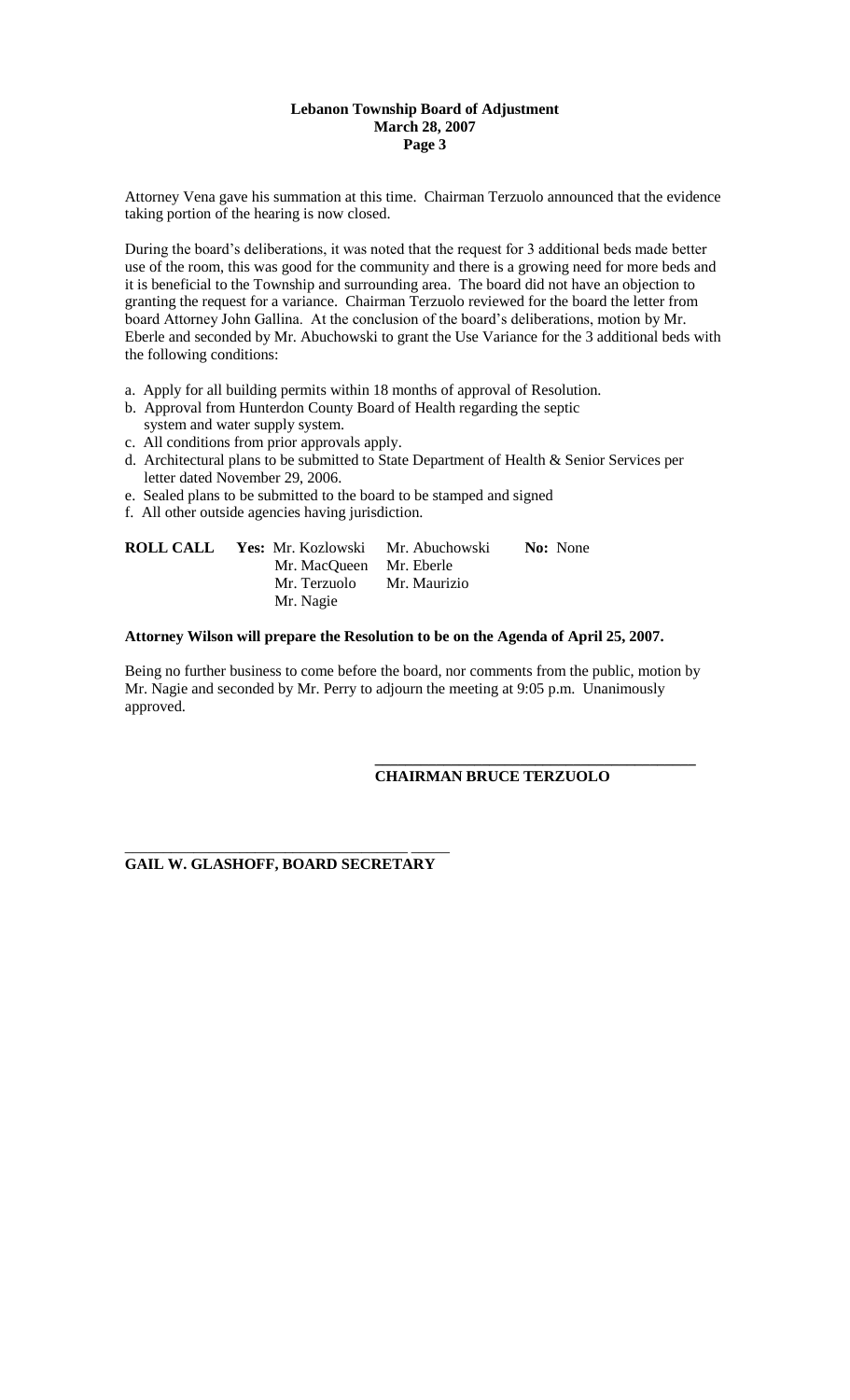Attorney Vena gave his summation at this time. Chairman Terzuolo announced that the evidence taking portion of the hearing is now closed.

During the board's deliberations, it was noted that the request for 3 additional beds made better use of the room, this was good for the community and there is a growing need for more beds and it is beneficial to the Township and surrounding area. The board did not have an objection to granting the request for a variance. Chairman Terzuolo reviewed for the board the letter from board Attorney John Gallina. At the conclusion of the board's deliberations, motion by Mr. Eberle and seconded by Mr. Abuchowski to grant the Use Variance for the 3 additional beds with the following conditions:

a. Apply for all building permits within 18 months of approval of Resolution.
b. Approval from Hunterdon County Board of Health regarding the septic system and water supply system.
c. All conditions from prior approvals apply.
d. Architectural plans to be submitted to State Department of Health & Senior Services per letter dated November 29, 2006.
e. Sealed plans to be submitted to the board to be stamped and signed
f. All other outside agencies having jurisdiction.

**ROLL CALL** **Yes:** Mr. Kozlowski, Mr. Abuchowski, Mr. MacQueen, Mr. Eberle, Mr. Terzuolo, Mr. Maurizio, Mr. Nagie **No:** None

**Attorney Wilson will prepare the Resolution to be on the Agenda of April 25, 2007.**

Being no further business to come before the board, nor comments from the public, motion by Mr. Nagie and seconded by Mr. Perry to adjourn the meeting at 9:05 p.m. Unanimously approved.

\_\_\_\_\_\_\_\_\_\_\_\_\_\_\_\_\_\_\_\_\_\_\_\_\_\_\_\_\_\_\_\_\_\_\_\_\_\_\_\_\_\_\_\_

**CHAIRMAN BRUCE TERZUOLO**

\_\_\_\_\_\_\_\_\_\_\_\_\_\_\_\_\_\_\_\_\_\_\_\_\_\_\_\_\_\_\_\_\_\_\_\_\_\_\_\_\_\_\_\_

**GAIL W. GLASHOFF, BOARD SECRETARY**